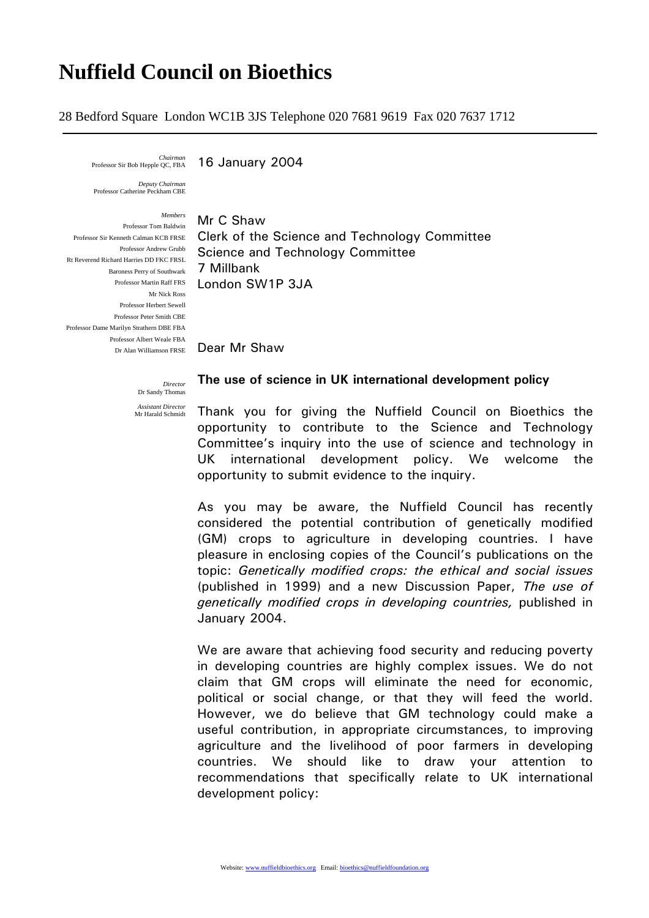# Nuffield Council on Bioethics

28 Bedford Square London WC1B 3JS Telephone 020 7681 9619 Fax 020 7637 1712

*Chairman*
Professor Sir Bob Hepple QC, FBA

*Deputy Chairman*
Professor Catherine Peckham CBE

*Members*
Professor Tom Baldwin
Professor Sir Kenneth Calman KCB FRSE
Professor Andrew Grubb
Rt Reverend Richard Harries DD FKC FRSL
Baroness Perry of Southwark
Professor Martin Raff FRS
Mr Nick Ross
Professor Herbert Sewell
Professor Peter Smith CBE
Professor Dame Marilyn Strathern DBE FBA
Professor Albert Weale FBA
Dr Alan Williamson FRSE

*Director*
Dr Sandy Thomas

*Assistant Director*
Mr Harald Schmidt

16 January 2004

Mr C Shaw
Clerk of the Science and Technology Committee
Science and Technology Committee
7 Millbank
London SW1P 3JA

Dear Mr Shaw

**The use of science in UK international development policy**

Thank you for giving the Nuffield Council on Bioethics the opportunity to contribute to the Science and Technology Committee's inquiry into the use of science and technology in UK international development policy. We welcome the opportunity to submit evidence to the inquiry.

As you may be aware, the Nuffield Council has recently considered the potential contribution of genetically modified (GM) crops to agriculture in developing countries. I have pleasure in enclosing copies of the Council's publications on the topic: *Genetically modified crops: the ethical and social issues* (published in 1999) and a new Discussion Paper, *The use of genetically modified crops in developing countries,* published in January 2004.

We are aware that achieving food security and reducing poverty in developing countries are highly complex issues. We do not claim that GM crops will eliminate the need for economic, political or social change, or that they will feed the world. However, we do believe that GM technology could make a useful contribution, in appropriate circumstances, to improving agriculture and the livelihood of poor farmers in developing countries. We should like to draw your attention to recommendations that specifically relate to UK international development policy: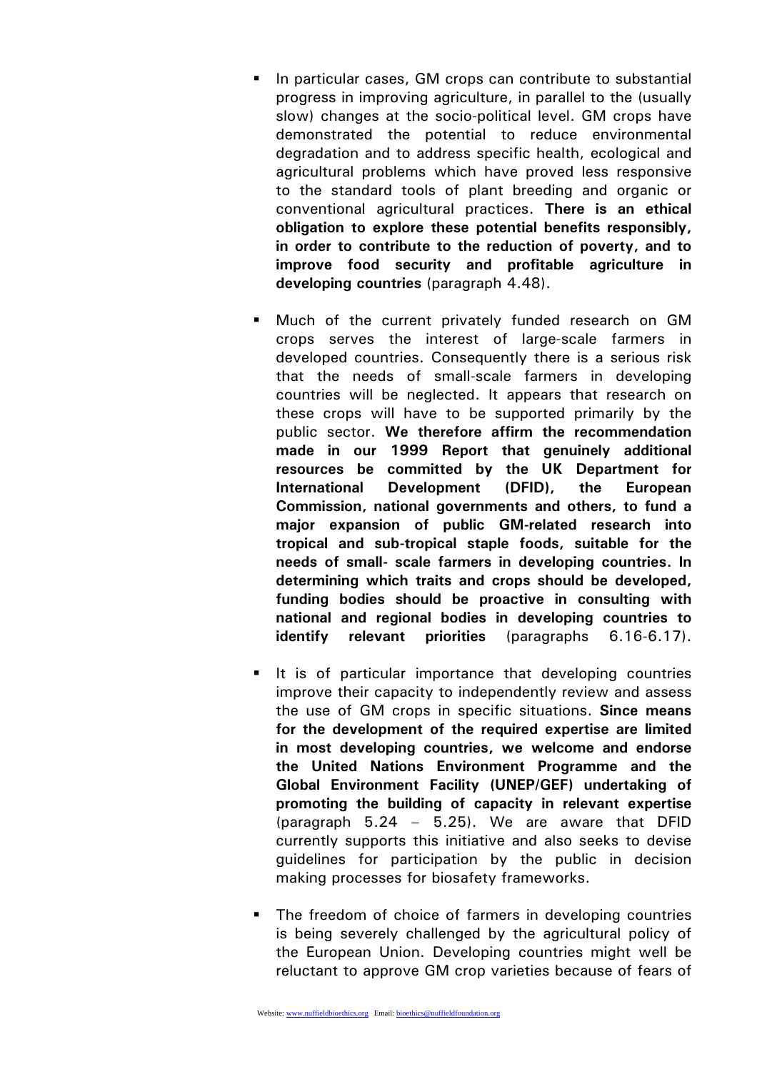- In particular cases, GM crops can contribute to substantial progress in improving agriculture, in parallel to the (usually slow) changes at the socio-political level. GM crops have demonstrated the potential to reduce environmental degradation and to address specific health, ecological and agricultural problems which have proved less responsive to the standard tools of plant breeding and organic or conventional agricultural practices. **There is an ethical obligation to explore these potential benefits responsibly, in order to contribute to the reduction of poverty, and to improve food security and profitable agriculture in developing countries** (paragraph 4.48).

- Much of the current privately funded research on GM crops serves the interest of large-scale farmers in developed countries. Consequently there is a serious risk that the needs of small-scale farmers in developing countries will be neglected. It appears that research on these crops will have to be supported primarily by the public sector. **We therefore affirm the recommendation made in our 1999 Report that genuinely additional resources be committed by the UK Department for International Development (DFID), the European Commission, national governments and others, to fund a major expansion of public GM-related research into tropical and sub-tropical staple foods, suitable for the needs of small- scale farmers in developing countries. In determining which traits and crops should be developed, funding bodies should be proactive in consulting with national and regional bodies in developing countries to identify relevant priorities** (paragraphs 6.16-6.17).

- It is of particular importance that developing countries improve their capacity to independently review and assess the use of GM crops in specific situations. **Since means for the development of the required expertise are limited in most developing countries, we welcome and endorse the United Nations Environment Programme and the Global Environment Facility (UNEP/GEF) undertaking of promoting the building of capacity in relevant expertise** (paragraph 5.24 – 5.25). We are aware that DFID currently supports this initiative and also seeks to devise guidelines for participation by the public in decision making processes for biosafety frameworks.

- The freedom of choice of farmers in developing countries is being severely challenged by the agricultural policy of the European Union. Developing countries might well be reluctant to approve GM crop varieties because of fears of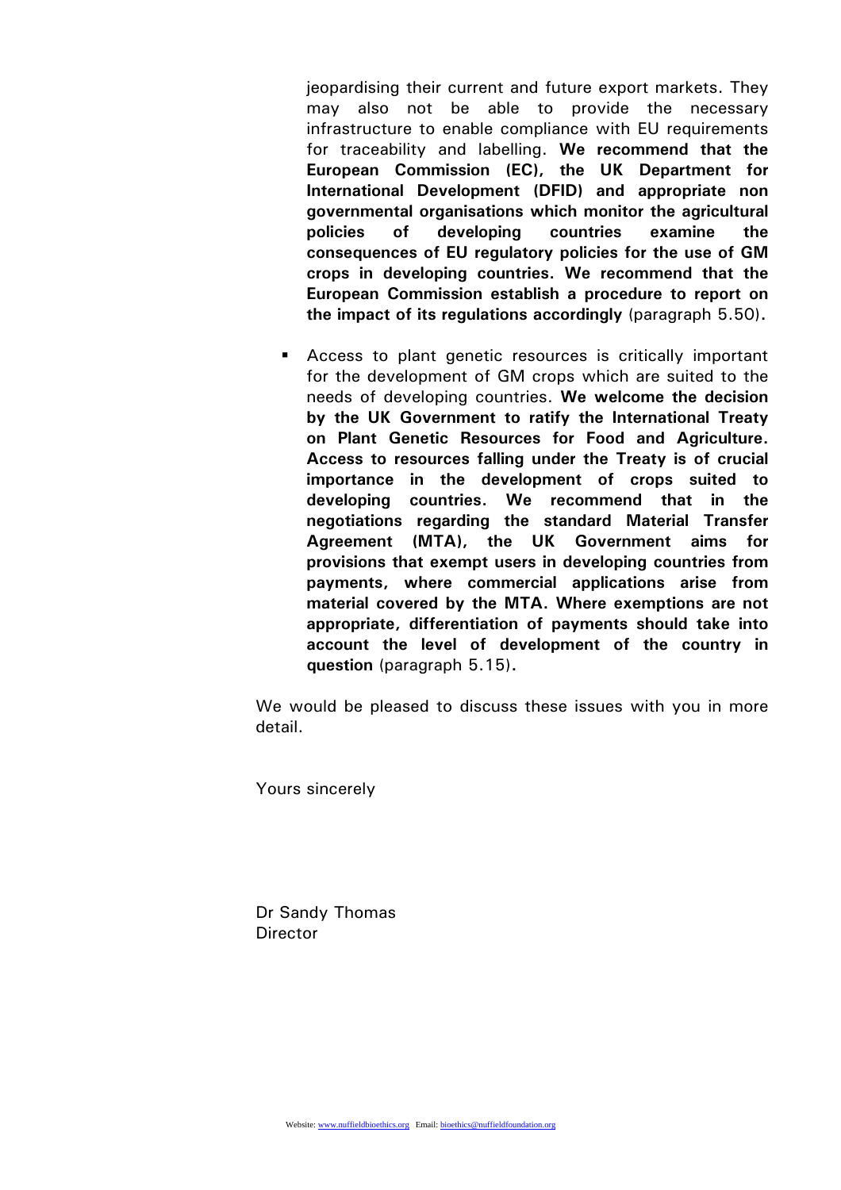jeopardising their current and future export markets. They may also not be able to provide the necessary infrastructure to enable compliance with EU requirements for traceability and labelling. **We recommend that the European Commission (EC), the UK Department for International Development (DFID) and appropriate non governmental organisations which monitor the agricultural policies of developing countries examine the consequences of EU regulatory policies for the use of GM crops in developing countries. We recommend that the European Commission establish a procedure to report on the impact of its regulations accordingly** (paragraph 5.50).

- Access to plant genetic resources is critically important for the development of GM crops which are suited to the needs of developing countries. **We welcome the decision by the UK Government to ratify the International Treaty on Plant Genetic Resources for Food and Agriculture. Access to resources falling under the Treaty is of crucial importance in the development of crops suited to developing countries. We recommend that in the negotiations regarding the standard Material Transfer Agreement (MTA), the UK Government aims for provisions that exempt users in developing countries from payments, where commercial applications arise from material covered by the MTA. Where exemptions are not appropriate, differentiation of payments should take into account the level of development of the country in question** (paragraph 5.15).

We would be pleased to discuss these issues with you in more detail.

Yours sincerely

Dr Sandy Thomas
Director